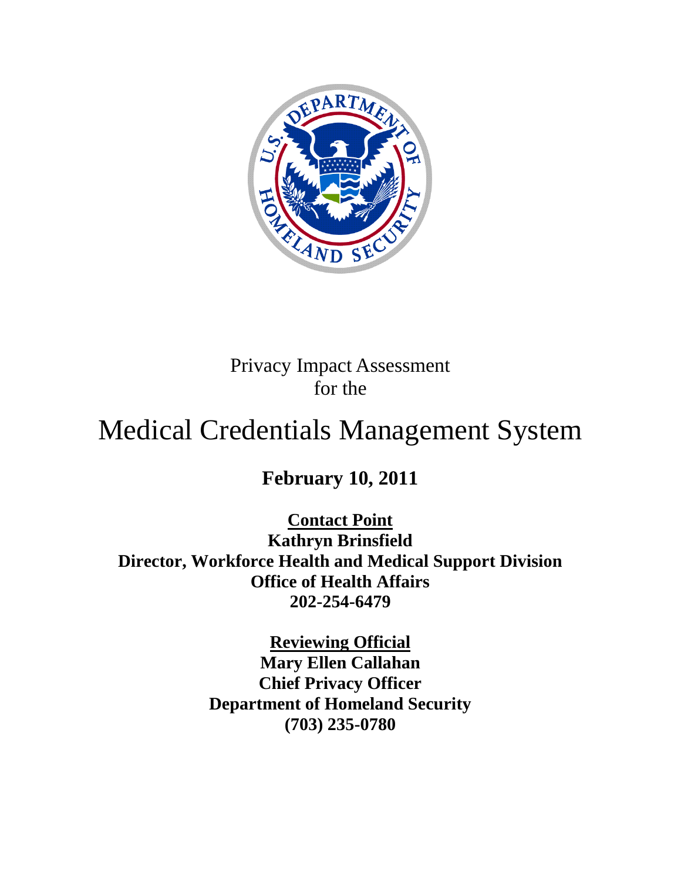Privacy Impact Assessment
for the

# Medical Credentials Management System

**February 10, 2011**

**Contact Point**
**Kathryn Brinsfield**
**Director, Workforce Health and Medical Support Division**
**Office of Health Affairs**
**202-254-6479**

**Reviewing Official**
**Mary Ellen Callahan**
**Chief Privacy Officer**
**Department of Homeland Security**
**(703) 235-0780**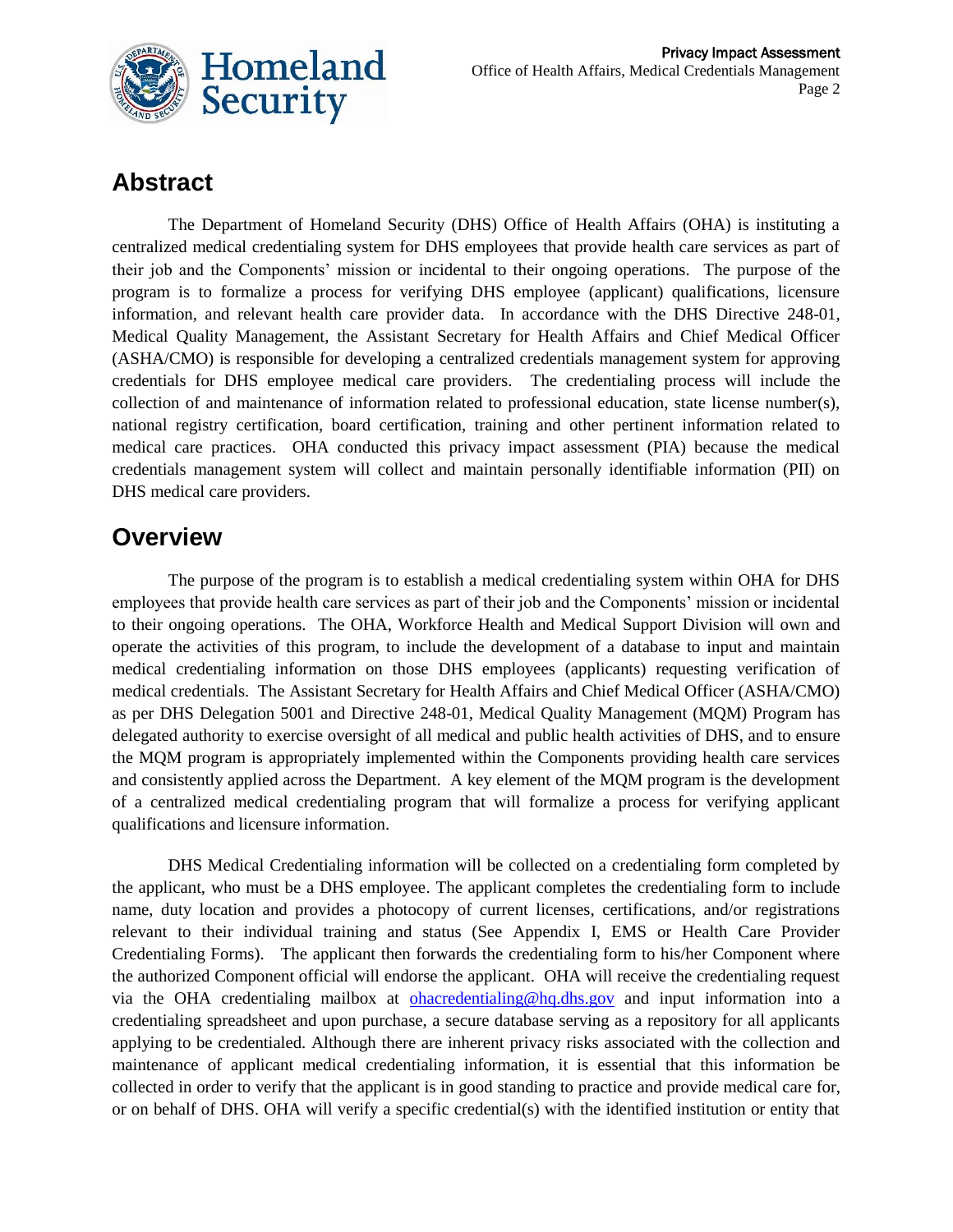## Abstract

The Department of Homeland Security (DHS) Office of Health Affairs (OHA) is instituting a centralized medical credentialing system for DHS employees that provide health care services as part of their job and the Components' mission or incidental to their ongoing operations. The purpose of the program is to formalize a process for verifying DHS employee (applicant) qualifications, licensure information, and relevant health care provider data. In accordance with the DHS Directive 248-01, Medical Quality Management, the Assistant Secretary for Health Affairs and Chief Medical Officer (ASHA/CMO) is responsible for developing a centralized credentials management system for approving credentials for DHS employee medical care providers. The credentialing process will include the collection of and maintenance of information related to professional education, state license number(s), national registry certification, board certification, training and other pertinent information related to medical care practices. OHA conducted this privacy impact assessment (PIA) because the medical credentials management system will collect and maintain personally identifiable information (PII) on DHS medical care providers.

## Overview

The purpose of the program is to establish a medical credentialing system within OHA for DHS employees that provide health care services as part of their job and the Components' mission or incidental to their ongoing operations. The OHA, Workforce Health and Medical Support Division will own and operate the activities of this program, to include the development of a database to input and maintain medical credentialing information on those DHS employees (applicants) requesting verification of medical credentials. The Assistant Secretary for Health Affairs and Chief Medical Officer (ASHA/CMO) as per DHS Delegation 5001 and Directive 248-01, Medical Quality Management (MQM) Program has delegated authority to exercise oversight of all medical and public health activities of DHS, and to ensure the MQM program is appropriately implemented within the Components providing health care services and consistently applied across the Department. A key element of the MQM program is the development of a centralized medical credentialing program that will formalize a process for verifying applicant qualifications and licensure information.

DHS Medical Credentialing information will be collected on a credentialing form completed by the applicant, who must be a DHS employee. The applicant completes the credentialing form to include name, duty location and provides a photocopy of current licenses, certifications, and/or registrations relevant to their individual training and status (See Appendix I, EMS or Health Care Provider Credentialing Forms). The applicant then forwards the credentialing form to his/her Component where the authorized Component official will endorse the applicant. OHA will receive the credentialing request via the OHA credentialing mailbox at ohacredentialing@hq.dhs.gov and input information into a credentialing spreadsheet and upon purchase, a secure database serving as a repository for all applicants applying to be credentialed. Although there are inherent privacy risks associated with the collection and maintenance of applicant medical credentialing information, it is essential that this information be collected in order to verify that the applicant is in good standing to practice and provide medical care for, or on behalf of DHS. OHA will verify a specific credential(s) with the identified institution or entity that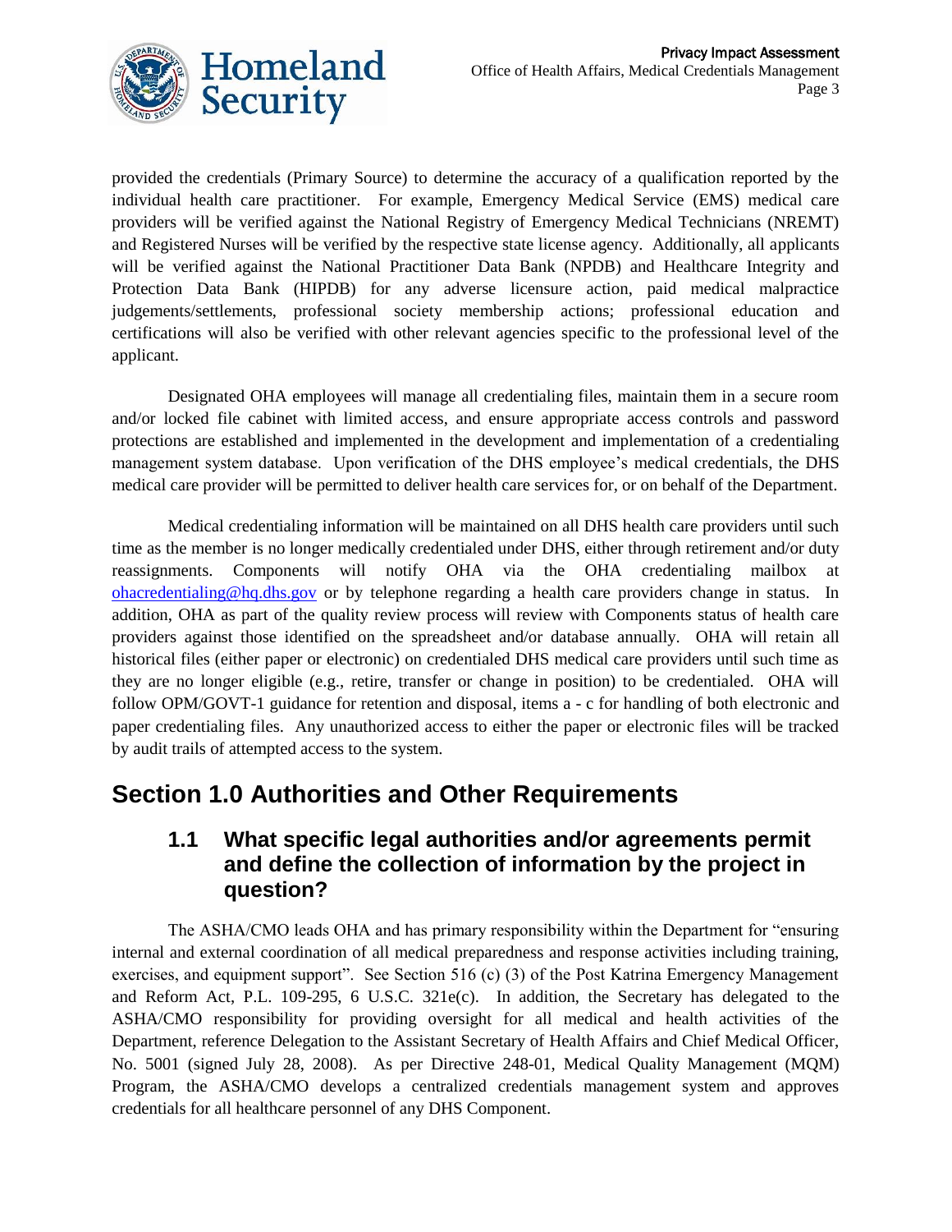provided the credentials (Primary Source) to determine the accuracy of a qualification reported by the individual health care practitioner. For example, Emergency Medical Service (EMS) medical care providers will be verified against the National Registry of Emergency Medical Technicians (NREMT) and Registered Nurses will be verified by the respective state license agency. Additionally, all applicants will be verified against the National Practitioner Data Bank (NPDB) and Healthcare Integrity and Protection Data Bank (HIPDB) for any adverse licensure action, paid medical malpractice judgements/settlements, professional society membership actions; professional education and certifications will also be verified with other relevant agencies specific to the professional level of the applicant.

Designated OHA employees will manage all credentialing files, maintain them in a secure room and/or locked file cabinet with limited access, and ensure appropriate access controls and password protections are established and implemented in the development and implementation of a credentialing management system database. Upon verification of the DHS employee's medical credentials, the DHS medical care provider will be permitted to deliver health care services for, or on behalf of the Department.

Medical credentialing information will be maintained on all DHS health care providers until such time as the member is no longer medically credentialed under DHS, either through retirement and/or duty reassignments. Components will notify OHA via the OHA credentialing mailbox at ohacredentialing@hq.dhs.gov or by telephone regarding a health care providers change in status. In addition, OHA as part of the quality review process will review with Components status of health care providers against those identified on the spreadsheet and/or database annually. OHA will retain all historical files (either paper or electronic) on credentialed DHS medical care providers until such time as they are no longer eligible (e.g., retire, transfer or change in position) to be credentialed. OHA will follow OPM/GOVT-1 guidance for retention and disposal, items a - c for handling of both electronic and paper credentialing files. Any unauthorized access to either the paper or electronic files will be tracked by audit trails of attempted access to the system.

# Section 1.0 Authorities and Other Requirements

## 1.1 What specific legal authorities and/or agreements permit and define the collection of information by the project in question?

The ASHA/CMO leads OHA and has primary responsibility within the Department for "ensuring internal and external coordination of all medical preparedness and response activities including training, exercises, and equipment support". See Section 516 (c) (3) of the Post Katrina Emergency Management and Reform Act, P.L. 109-295, 6 U.S.C. 321e(c). In addition, the Secretary has delegated to the ASHA/CMO responsibility for providing oversight for all medical and health activities of the Department, reference Delegation to the Assistant Secretary of Health Affairs and Chief Medical Officer, No. 5001 (signed July 28, 2008). As per Directive 248-01, Medical Quality Management (MQM) Program, the ASHA/CMO develops a centralized credentials management system and approves credentials for all healthcare personnel of any DHS Component.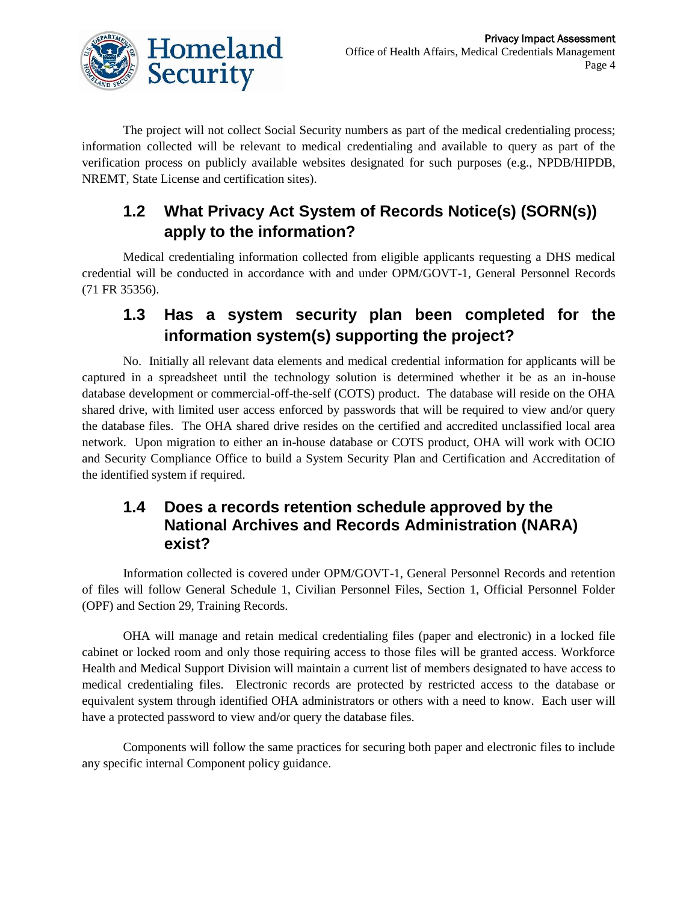The project will not collect Social Security numbers as part of the medical credentialing process; information collected will be relevant to medical credentialing and available to query as part of the verification process on publicly available websites designated for such purposes (e.g., NPDB/HIPDB, NREMT, State License and certification sites).

## 1.2 What Privacy Act System of Records Notice(s) (SORN(s)) apply to the information?

Medical credentialing information collected from eligible applicants requesting a DHS medical credential will be conducted in accordance with and under OPM/GOVT-1, General Personnel Records (71 FR 35356).

## 1.3 Has a system security plan been completed for the information system(s) supporting the project?

No. Initially all relevant data elements and medical credential information for applicants will be captured in a spreadsheet until the technology solution is determined whether it be as an in-house database development or commercial-off-the-self (COTS) product. The database will reside on the OHA shared drive, with limited user access enforced by passwords that will be required to view and/or query the database files. The OHA shared drive resides on the certified and accredited unclassified local area network. Upon migration to either an in-house database or COTS product, OHA will work with OCIO and Security Compliance Office to build a System Security Plan and Certification and Accreditation of the identified system if required.

## 1.4 Does a records retention schedule approved by the National Archives and Records Administration (NARA) exist?

Information collected is covered under OPM/GOVT-1, General Personnel Records and retention of files will follow General Schedule 1, Civilian Personnel Files, Section 1, Official Personnel Folder (OPF) and Section 29, Training Records.

OHA will manage and retain medical credentialing files (paper and electronic) in a locked file cabinet or locked room and only those requiring access to those files will be granted access. Workforce Health and Medical Support Division will maintain a current list of members designated to have access to medical credentialing files. Electronic records are protected by restricted access to the database or equivalent system through identified OHA administrators or others with a need to know. Each user will have a protected password to view and/or query the database files.

Components will follow the same practices for securing both paper and electronic files to include any specific internal Component policy guidance.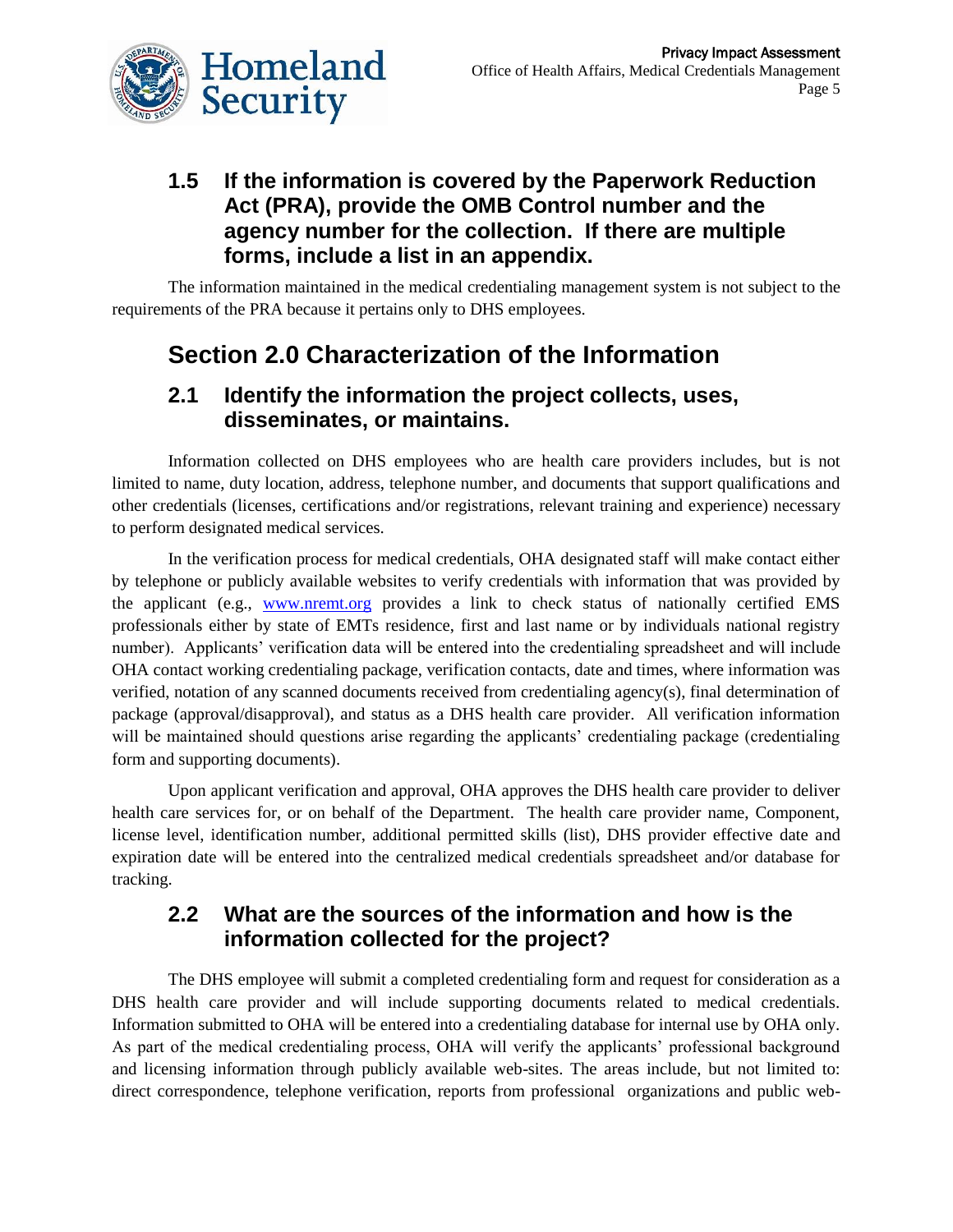### 1.5 If the information is covered by the Paperwork Reduction Act (PRA), provide the OMB Control number and the agency number for the collection. If there are multiple forms, include a list in an appendix.

The information maintained in the medical credentialing management system is not subject to the requirements of the PRA because it pertains only to DHS employees.

## Section 2.0 Characterization of the Information

### 2.1 Identify the information the project collects, uses, disseminates, or maintains.

Information collected on DHS employees who are health care providers includes, but is not limited to name, duty location, address, telephone number, and documents that support qualifications and other credentials (licenses, certifications and/or registrations, relevant training and experience) necessary to perform designated medical services.

In the verification process for medical credentials, OHA designated staff will make contact either by telephone or publicly available websites to verify credentials with information that was provided by the applicant (e.g., [www.nremt.org](http://www.nremt.org) provides a link to check status of nationally certified EMS professionals either by state of EMTs residence, first and last name or by individuals national registry number). Applicants' verification data will be entered into the credentialing spreadsheet and will include OHA contact working credentialing package, verification contacts, date and times, where information was verified, notation of any scanned documents received from credentialing agency(s), final determination of package (approval/disapproval), and status as a DHS health care provider. All verification information will be maintained should questions arise regarding the applicants' credentialing package (credentialing form and supporting documents).

Upon applicant verification and approval, OHA approves the DHS health care provider to deliver health care services for, or on behalf of the Department. The health care provider name, Component, license level, identification number, additional permitted skills (list), DHS provider effective date and expiration date will be entered into the centralized medical credentials spreadsheet and/or database for tracking.

### 2.2 What are the sources of the information and how is the information collected for the project?

The DHS employee will submit a completed credentialing form and request for consideration as a DHS health care provider and will include supporting documents related to medical credentials. Information submitted to OHA will be entered into a credentialing database for internal use by OHA only. As part of the medical credentialing process, OHA will verify the applicants' professional background and licensing information through publicly available web-sites. The areas include, but not limited to: direct correspondence, telephone verification, reports from professional organizations and public web-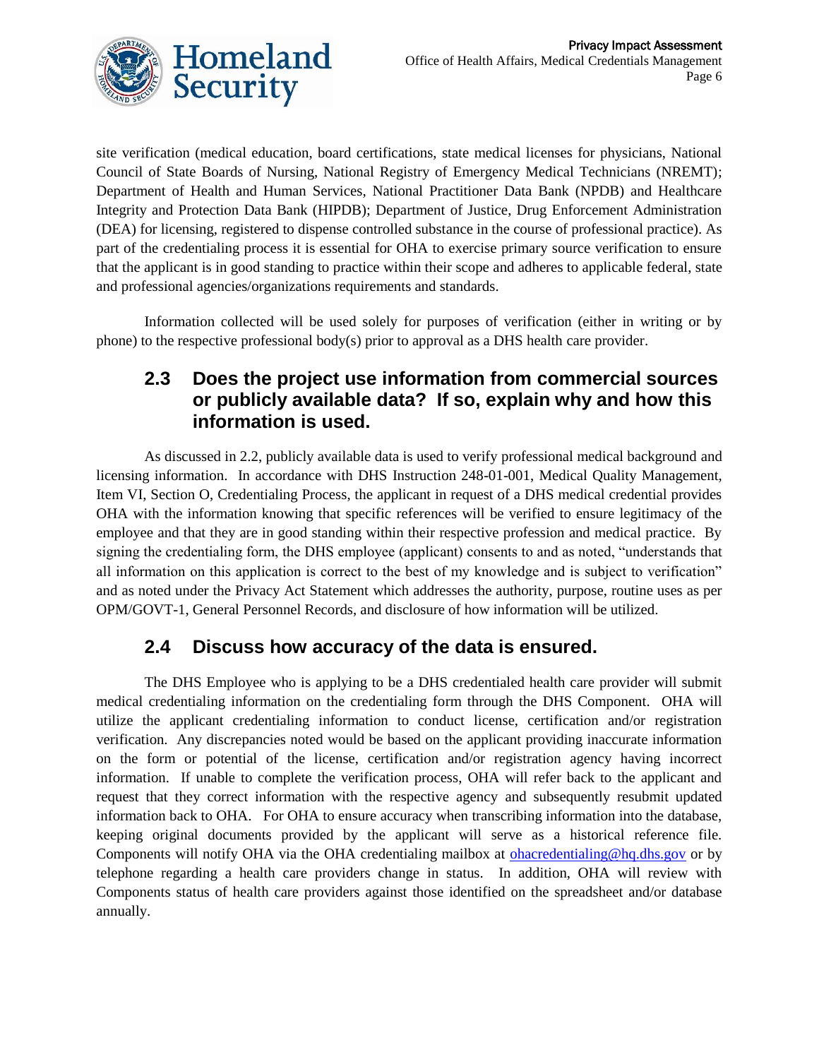site verification (medical education, board certifications, state medical licenses for physicians, National Council of State Boards of Nursing, National Registry of Emergency Medical Technicians (NREMT); Department of Health and Human Services, National Practitioner Data Bank (NPDB) and Healthcare Integrity and Protection Data Bank (HIPDB); Department of Justice, Drug Enforcement Administration (DEA) for licensing, registered to dispense controlled substance in the course of professional practice). As part of the credentialing process it is essential for OHA to exercise primary source verification to ensure that the applicant is in good standing to practice within their scope and adheres to applicable federal, state and professional agencies/organizations requirements and standards.

Information collected will be used solely for purposes of verification (either in writing or by phone) to the respective professional body(s) prior to approval as a DHS health care provider.

## 2.3 Does the project use information from commercial sources or publicly available data? If so, explain why and how this information is used.

As discussed in 2.2, publicly available data is used to verify professional medical background and licensing information. In accordance with DHS Instruction 248-01-001, Medical Quality Management, Item VI, Section O, Credentialing Process, the applicant in request of a DHS medical credential provides OHA with the information knowing that specific references will be verified to ensure legitimacy of the employee and that they are in good standing within their respective profession and medical practice. By signing the credentialing form, the DHS employee (applicant) consents to and as noted, "understands that all information on this application is correct to the best of my knowledge and is subject to verification" and as noted under the Privacy Act Statement which addresses the authority, purpose, routine uses as per OPM/GOVT-1, General Personnel Records, and disclosure of how information will be utilized.

## 2.4 Discuss how accuracy of the data is ensured.

The DHS Employee who is applying to be a DHS credentialed health care provider will submit medical credentialing information on the credentialing form through the DHS Component. OHA will utilize the applicant credentialing information to conduct license, certification and/or registration verification. Any discrepancies noted would be based on the applicant providing inaccurate information on the form or potential of the license, certification and/or registration agency having incorrect information. If unable to complete the verification process, OHA will refer back to the applicant and request that they correct information with the respective agency and subsequently resubmit updated information back to OHA. For OHA to ensure accuracy when transcribing information into the database, keeping original documents provided by the applicant will serve as a historical reference file. Components will notify OHA via the OHA credentialing mailbox at ohacredentialing@hq.dhs.gov or by telephone regarding a health care providers change in status. In addition, OHA will review with Components status of health care providers against those identified on the spreadsheet and/or database annually.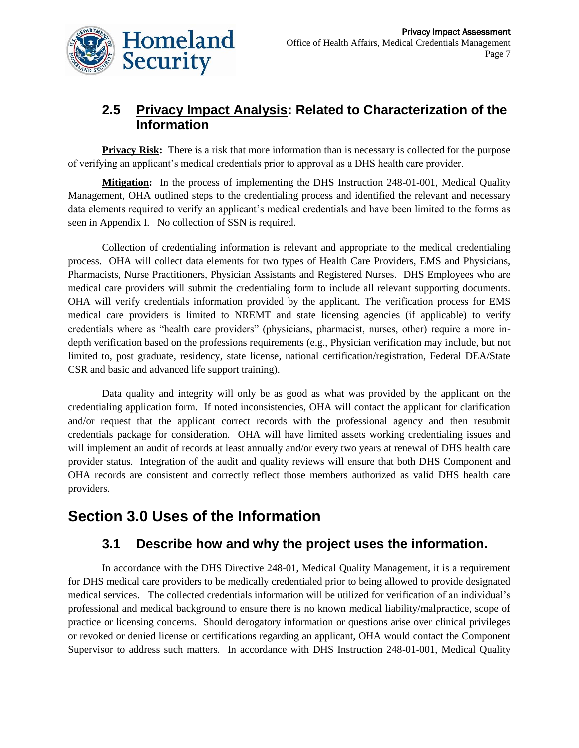## 2.5 Privacy Impact Analysis: Related to Characterization of the Information

**Privacy Risk:** There is a risk that more information than is necessary is collected for the purpose of verifying an applicant's medical credentials prior to approval as a DHS health care provider.

**Mitigation:** In the process of implementing the DHS Instruction 248-01-001, Medical Quality Management, OHA outlined steps to the credentialing process and identified the relevant and necessary data elements required to verify an applicant's medical credentials and have been limited to the forms as seen in Appendix I. No collection of SSN is required.

Collection of credentialing information is relevant and appropriate to the medical credentialing process. OHA will collect data elements for two types of Health Care Providers, EMS and Physicians, Pharmacists, Nurse Practitioners, Physician Assistants and Registered Nurses. DHS Employees who are medical care providers will submit the credentialing form to include all relevant supporting documents. OHA will verify credentials information provided by the applicant. The verification process for EMS medical care providers is limited to NREMT and state licensing agencies (if applicable) to verify credentials where as "health care providers" (physicians, pharmacist, nurses, other) require a more in-depth verification based on the professions requirements (e.g., Physician verification may include, but not limited to, post graduate, residency, state license, national certification/registration, Federal DEA/State CSR and basic and advanced life support training).

Data quality and integrity will only be as good as what was provided by the applicant on the credentialing application form. If noted inconsistencies, OHA will contact the applicant for clarification and/or request that the applicant correct records with the professional agency and then resubmit credentials package for consideration. OHA will have limited assets working credentialing issues and will implement an audit of records at least annually and/or every two years at renewal of DHS health care provider status. Integration of the audit and quality reviews will ensure that both DHS Component and OHA records are consistent and correctly reflect those members authorized as valid DHS health care providers.

# Section 3.0 Uses of the Information

## 3.1 Describe how and why the project uses the information.

In accordance with the DHS Directive 248-01, Medical Quality Management, it is a requirement for DHS medical care providers to be medically credentialed prior to being allowed to provide designated medical services. The collected credentials information will be utilized for verification of an individual's professional and medical background to ensure there is no known medical liability/malpractice, scope of practice or licensing concerns. Should derogatory information or questions arise over clinical privileges or revoked or denied license or certifications regarding an applicant, OHA would contact the Component Supervisor to address such matters. In accordance with DHS Instruction 248-01-001, Medical Quality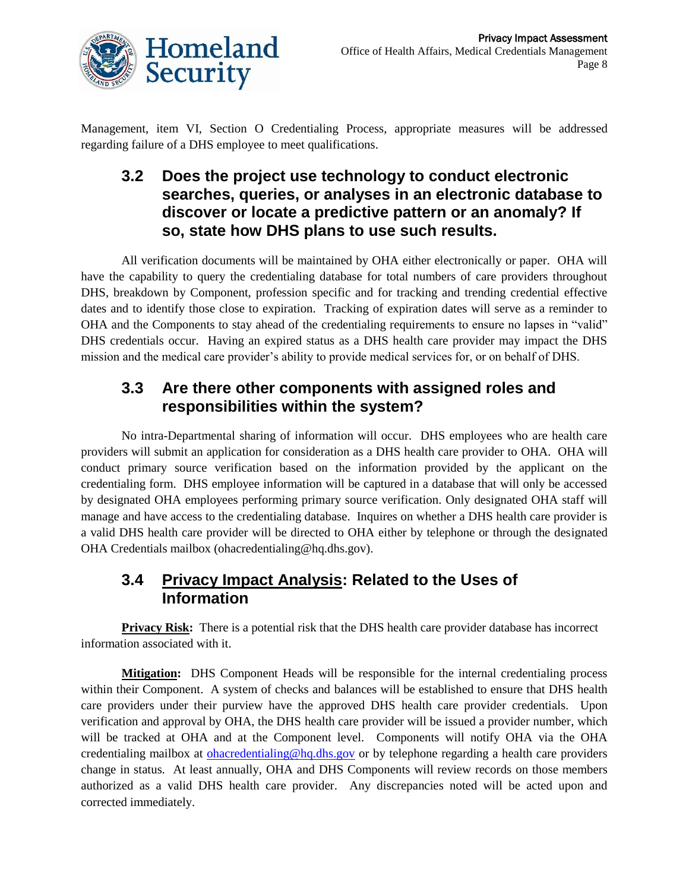Management, item VI, Section O Credentialing Process, appropriate measures will be addressed regarding failure of a DHS employee to meet qualifications.

## 3.2 Does the project use technology to conduct electronic searches, queries, or analyses in an electronic database to discover or locate a predictive pattern or an anomaly? If so, state how DHS plans to use such results.

All verification documents will be maintained by OHA either electronically or paper. OHA will have the capability to query the credentialing database for total numbers of care providers throughout DHS, breakdown by Component, profession specific and for tracking and trending credential effective dates and to identify those close to expiration. Tracking of expiration dates will serve as a reminder to OHA and the Components to stay ahead of the credentialing requirements to ensure no lapses in "valid" DHS credentials occur. Having an expired status as a DHS health care provider may impact the DHS mission and the medical care provider's ability to provide medical services for, or on behalf of DHS.

## 3.3 Are there other components with assigned roles and responsibilities within the system?

No intra-Departmental sharing of information will occur. DHS employees who are health care providers will submit an application for consideration as a DHS health care provider to OHA. OHA will conduct primary source verification based on the information provided by the applicant on the credentialing form. DHS employee information will be captured in a database that will only be accessed by designated OHA employees performing primary source verification. Only designated OHA staff will manage and have access to the credentialing database. Inquires on whether a DHS health care provider is a valid DHS health care provider will be directed to OHA either by telephone or through the designated OHA Credentials mailbox (ohacredentialing@hq.dhs.gov).

## 3.4 Privacy Impact Analysis: Related to the Uses of Information

**Privacy Risk:** There is a potential risk that the DHS health care provider database has incorrect information associated with it.

**Mitigation:** DHS Component Heads will be responsible for the internal credentialing process within their Component. A system of checks and balances will be established to ensure that DHS health care providers under their purview have the approved DHS health care provider credentials. Upon verification and approval by OHA, the DHS health care provider will be issued a provider number, which will be tracked at OHA and at the Component level. Components will notify OHA via the OHA credentialing mailbox at ohacredentialing@hq.dhs.gov or by telephone regarding a health care providers change in status. At least annually, OHA and DHS Components will review records on those members authorized as a valid DHS health care provider. Any discrepancies noted will be acted upon and corrected immediately.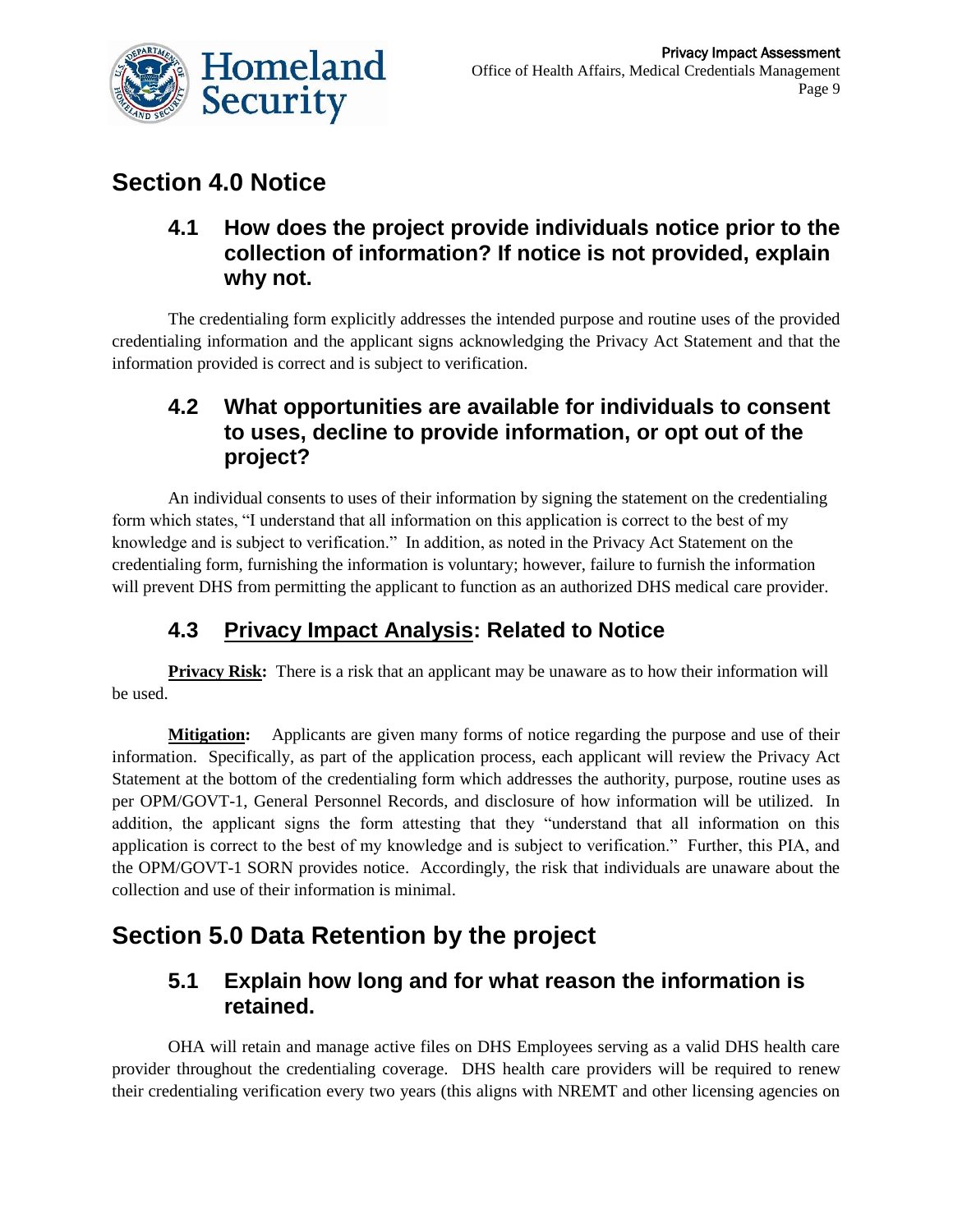## Section 4.0 Notice

### 4.1 How does the project provide individuals notice prior to the collection of information? If notice is not provided, explain why not.

The credentialing form explicitly addresses the intended purpose and routine uses of the provided credentialing information and the applicant signs acknowledging the Privacy Act Statement and that the information provided is correct and is subject to verification.

### 4.2 What opportunities are available for individuals to consent to uses, decline to provide information, or opt out of the project?

An individual consents to uses of their information by signing the statement on the credentialing form which states, "I understand that all information on this application is correct to the best of my knowledge and is subject to verification." In addition, as noted in the Privacy Act Statement on the credentialing form, furnishing the information is voluntary; however, failure to furnish the information will prevent DHS from permitting the applicant to function as an authorized DHS medical care provider.

### 4.3 Privacy Impact Analysis: Related to Notice

**Privacy Risk:** There is a risk that an applicant may be unaware as to how their information will be used.

**Mitigation:** Applicants are given many forms of notice regarding the purpose and use of their information. Specifically, as part of the application process, each applicant will review the Privacy Act Statement at the bottom of the credentialing form which addresses the authority, purpose, routine uses as per OPM/GOVT-1, General Personnel Records, and disclosure of how information will be utilized. In addition, the applicant signs the form attesting that they "understand that all information on this application is correct to the best of my knowledge and is subject to verification." Further, this PIA, and the OPM/GOVT-1 SORN provides notice. Accordingly, the risk that individuals are unaware about the collection and use of their information is minimal.

## Section 5.0 Data Retention by the project

### 5.1 Explain how long and for what reason the information is retained.

OHA will retain and manage active files on DHS Employees serving as a valid DHS health care provider throughout the credentialing coverage. DHS health care providers will be required to renew their credentialing verification every two years (this aligns with NREMT and other licensing agencies on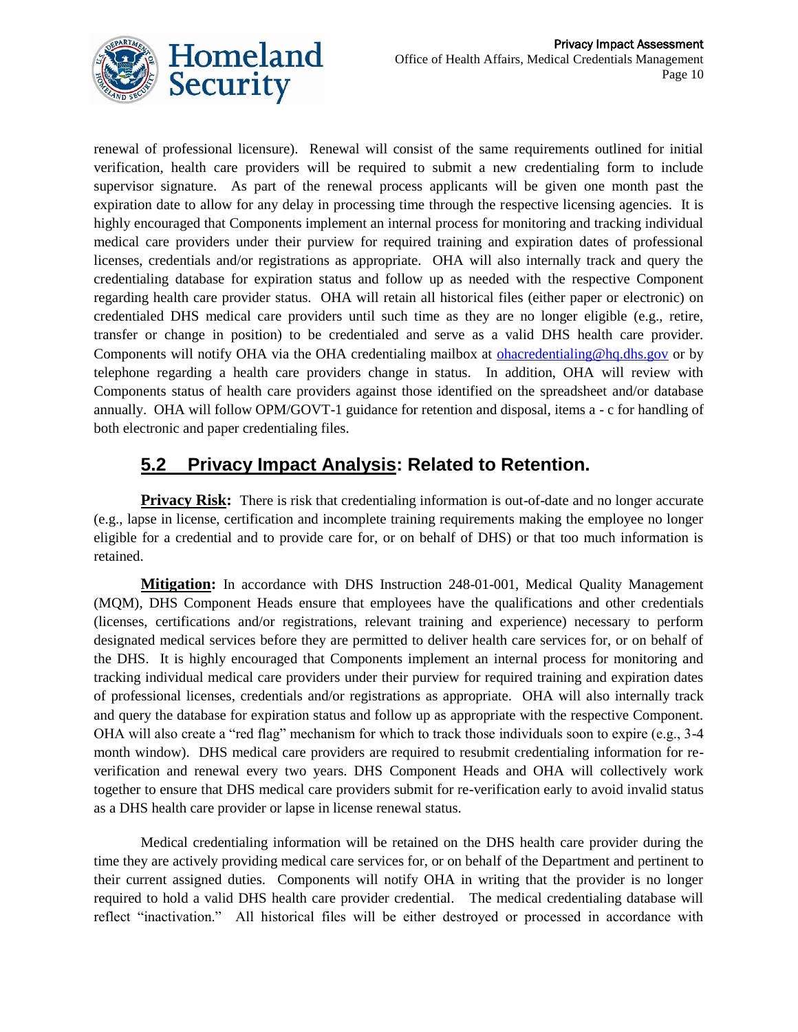renewal of professional licensure). Renewal will consist of the same requirements outlined for initial verification, health care providers will be required to submit a new credentialing form to include supervisor signature. As part of the renewal process applicants will be given one month past the expiration date to allow for any delay in processing time through the respective licensing agencies. It is highly encouraged that Components implement an internal process for monitoring and tracking individual medical care providers under their purview for required training and expiration dates of professional licenses, credentials and/or registrations as appropriate. OHA will also internally track and query the credentialing database for expiration status and follow up as needed with the respective Component regarding health care provider status. OHA will retain all historical files (either paper or electronic) on credentialed DHS medical care providers until such time as they are no longer eligible (e.g., retire, transfer or change in position) to be credentialed and serve as a valid DHS health care provider. Components will notify OHA via the OHA credentialing mailbox at [ohacredentialing@hq.dhs.gov](mailto:ohacredentialing@hq.dhs.gov) or by telephone regarding a health care providers change in status. In addition, OHA will review with Components status of health care providers against those identified on the spreadsheet and/or database annually. OHA will follow OPM/GOVT-1 guidance for retention and disposal, items a - c for handling of both electronic and paper credentialing files.

## 5.2 Privacy Impact Analysis: Related to Retention.

**Privacy Risk:** There is risk that credentialing information is out-of-date and no longer accurate (e.g., lapse in license, certification and incomplete training requirements making the employee no longer eligible for a credential and to provide care for, or on behalf of DHS) or that too much information is retained.

**Mitigation:** In accordance with DHS Instruction 248-01-001, Medical Quality Management (MQM), DHS Component Heads ensure that employees have the qualifications and other credentials (licenses, certifications and/or registrations, relevant training and experience) necessary to perform designated medical services before they are permitted to deliver health care services for, or on behalf of the DHS. It is highly encouraged that Components implement an internal process for monitoring and tracking individual medical care providers under their purview for required training and expiration dates of professional licenses, credentials and/or registrations as appropriate. OHA will also internally track and query the database for expiration status and follow up as appropriate with the respective Component. OHA will also create a "red flag" mechanism for which to track those individuals soon to expire (e.g., 3-4 month window). DHS medical care providers are required to resubmit credentialing information for re-verification and renewal every two years. DHS Component Heads and OHA will collectively work together to ensure that DHS medical care providers submit for re-verification early to avoid invalid status as a DHS health care provider or lapse in license renewal status.

Medical credentialing information will be retained on the DHS health care provider during the time they are actively providing medical care services for, or on behalf of the Department and pertinent to their current assigned duties. Components will notify OHA in writing that the provider is no longer required to hold a valid DHS health care provider credential. The medical credentialing database will reflect "inactivation." All historical files will be either destroyed or processed in accordance with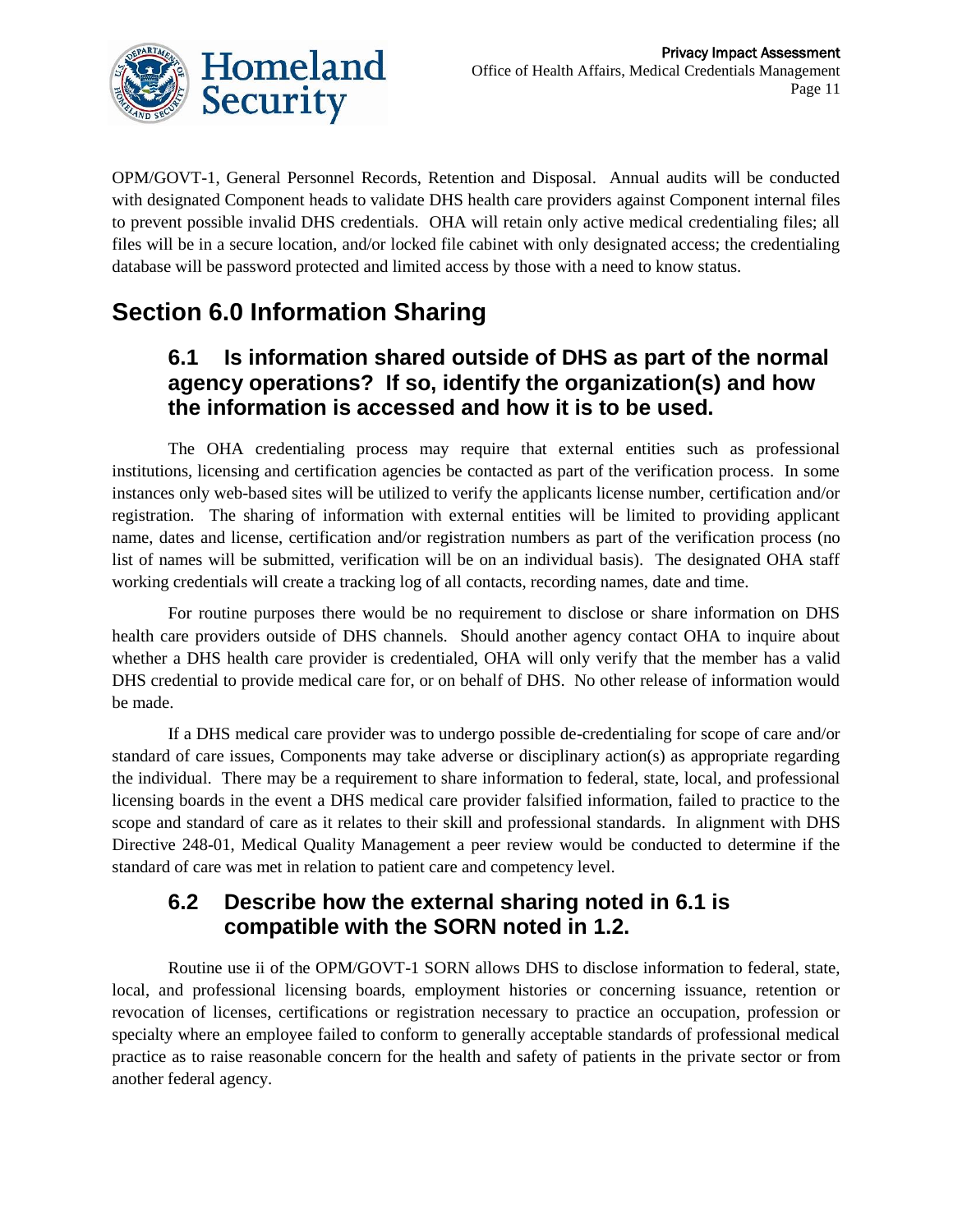OPM/GOVT-1, General Personnel Records, Retention and Disposal. Annual audits will be conducted with designated Component heads to validate DHS health care providers against Component internal files to prevent possible invalid DHS credentials. OHA will retain only active medical credentialing files; all files will be in a secure location, and/or locked file cabinet with only designated access; the credentialing database will be password protected and limited access by those with a need to know status.

# Section 6.0 Information Sharing

## 6.1 Is information shared outside of DHS as part of the normal agency operations? If so, identify the organization(s) and how the information is accessed and how it is to be used.

The OHA credentialing process may require that external entities such as professional institutions, licensing and certification agencies be contacted as part of the verification process. In some instances only web-based sites will be utilized to verify the applicants license number, certification and/or registration. The sharing of information with external entities will be limited to providing applicant name, dates and license, certification and/or registration numbers as part of the verification process (no list of names will be submitted, verification will be on an individual basis). The designated OHA staff working credentials will create a tracking log of all contacts, recording names, date and time.

For routine purposes there would be no requirement to disclose or share information on DHS health care providers outside of DHS channels. Should another agency contact OHA to inquire about whether a DHS health care provider is credentialed, OHA will only verify that the member has a valid DHS credential to provide medical care for, or on behalf of DHS. No other release of information would be made.

If a DHS medical care provider was to undergo possible de-credentialing for scope of care and/or standard of care issues, Components may take adverse or disciplinary action(s) as appropriate regarding the individual. There may be a requirement to share information to federal, state, local, and professional licensing boards in the event a DHS medical care provider falsified information, failed to practice to the scope and standard of care as it relates to their skill and professional standards. In alignment with DHS Directive 248-01, Medical Quality Management a peer review would be conducted to determine if the standard of care was met in relation to patient care and competency level.

## 6.2 Describe how the external sharing noted in 6.1 is compatible with the SORN noted in 1.2.

Routine use ii of the OPM/GOVT-1 SORN allows DHS to disclose information to federal, state, local, and professional licensing boards, employment histories or concerning issuance, retention or revocation of licenses, certifications or registration necessary to practice an occupation, profession or specialty where an employee failed to conform to generally acceptable standards of professional medical practice as to raise reasonable concern for the health and safety of patients in the private sector or from another federal agency.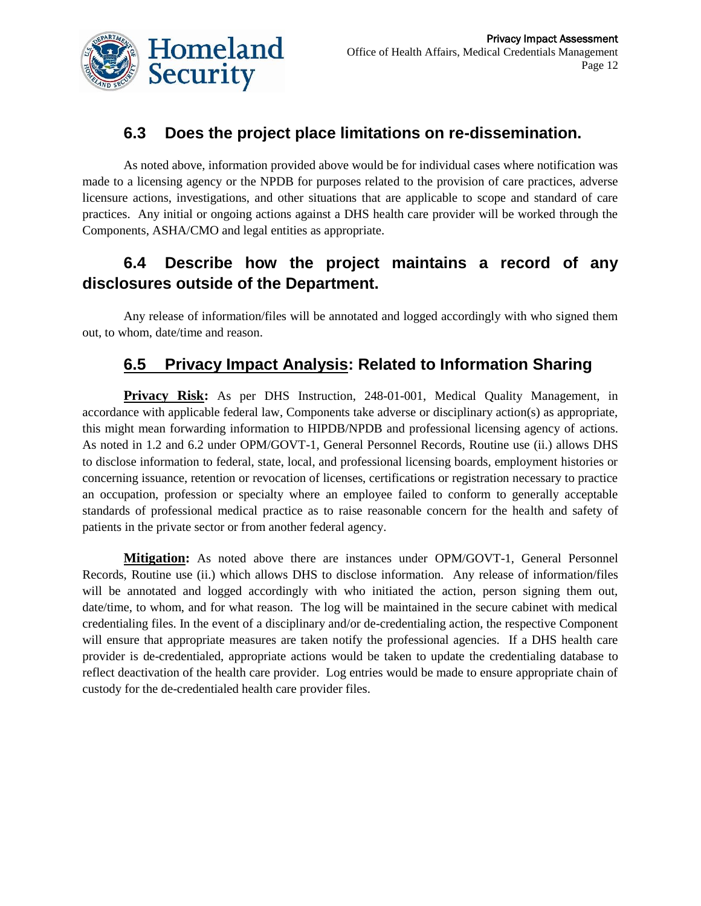## 6.3 Does the project place limitations on re-dissemination.

As noted above, information provided above would be for individual cases where notification was made to a licensing agency or the NPDB for purposes related to the provision of care practices, adverse licensure actions, investigations, and other situations that are applicable to scope and standard of care practices. Any initial or ongoing actions against a DHS health care provider will be worked through the Components, ASHA/CMO and legal entities as appropriate.

## 6.4 Describe how the project maintains a record of any disclosures outside of the Department.

Any release of information/files will be annotated and logged accordingly with who signed them out, to whom, date/time and reason.

## 6.5 Privacy Impact Analysis: Related to Information Sharing

**Privacy Risk:** As per DHS Instruction, 248-01-001, Medical Quality Management, in accordance with applicable federal law, Components take adverse or disciplinary action(s) as appropriate, this might mean forwarding information to HIPDB/NPDB and professional licensing agency of actions. As noted in 1.2 and 6.2 under OPM/GOVT-1, General Personnel Records, Routine use (ii.) allows DHS to disclose information to federal, state, local, and professional licensing boards, employment histories or concerning issuance, retention or revocation of licenses, certifications or registration necessary to practice an occupation, profession or specialty where an employee failed to conform to generally acceptable standards of professional medical practice as to raise reasonable concern for the health and safety of patients in the private sector or from another federal agency.

**Mitigation:** As noted above there are instances under OPM/GOVT-1, General Personnel Records, Routine use (ii.) which allows DHS to disclose information. Any release of information/files will be annotated and logged accordingly with who initiated the action, person signing them out, date/time, to whom, and for what reason. The log will be maintained in the secure cabinet with medical credentialing files. In the event of a disciplinary and/or de-credentialing action, the respective Component will ensure that appropriate measures are taken notify the professional agencies. If a DHS health care provider is de-credentialed, appropriate actions would be taken to update the credentialing database to reflect deactivation of the health care provider. Log entries would be made to ensure appropriate chain of custody for the de-credentialed health care provider files.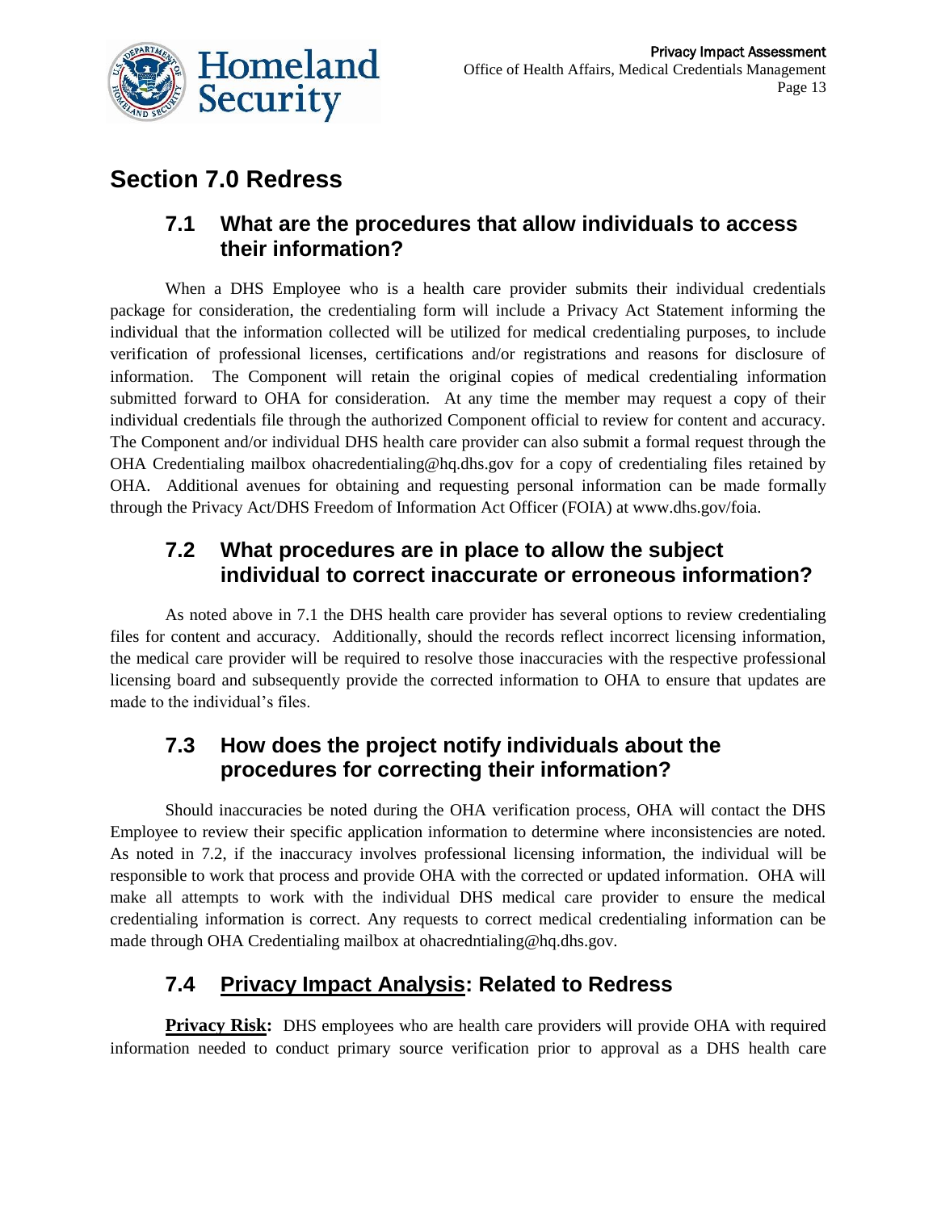## Section 7.0 Redress

### 7.1 What are the procedures that allow individuals to access their information?

When a DHS Employee who is a health care provider submits their individual credentials package for consideration, the credentialing form will include a Privacy Act Statement informing the individual that the information collected will be utilized for medical credentialing purposes, to include verification of professional licenses, certifications and/or registrations and reasons for disclosure of information. The Component will retain the original copies of medical credentialing information submitted forward to OHA for consideration. At any time the member may request a copy of their individual credentials file through the authorized Component official to review for content and accuracy. The Component and/or individual DHS health care provider can also submit a formal request through the OHA Credentialing mailbox ohacredentialing@hq.dhs.gov for a copy of credentialing files retained by OHA. Additional avenues for obtaining and requesting personal information can be made formally through the Privacy Act/DHS Freedom of Information Act Officer (FOIA) at www.dhs.gov/foia.

### 7.2 What procedures are in place to allow the subject individual to correct inaccurate or erroneous information?

As noted above in 7.1 the DHS health care provider has several options to review credentialing files for content and accuracy. Additionally, should the records reflect incorrect licensing information, the medical care provider will be required to resolve those inaccuracies with the respective professional licensing board and subsequently provide the corrected information to OHA to ensure that updates are made to the individual's files.

### 7.3 How does the project notify individuals about the procedures for correcting their information?

Should inaccuracies be noted during the OHA verification process, OHA will contact the DHS Employee to review their specific application information to determine where inconsistencies are noted. As noted in 7.2, if the inaccuracy involves professional licensing information, the individual will be responsible to work that process and provide OHA with the corrected or updated information. OHA will make all attempts to work with the individual DHS medical care provider to ensure the medical credentialing information is correct. Any requests to correct medical credentialing information can be made through OHA Credentialing mailbox at ohacredntialing@hq.dhs.gov.

### 7.4 Privacy Impact Analysis: Related to Redress

**Privacy Risk:** DHS employees who are health care providers will provide OHA with required information needed to conduct primary source verification prior to approval as a DHS health care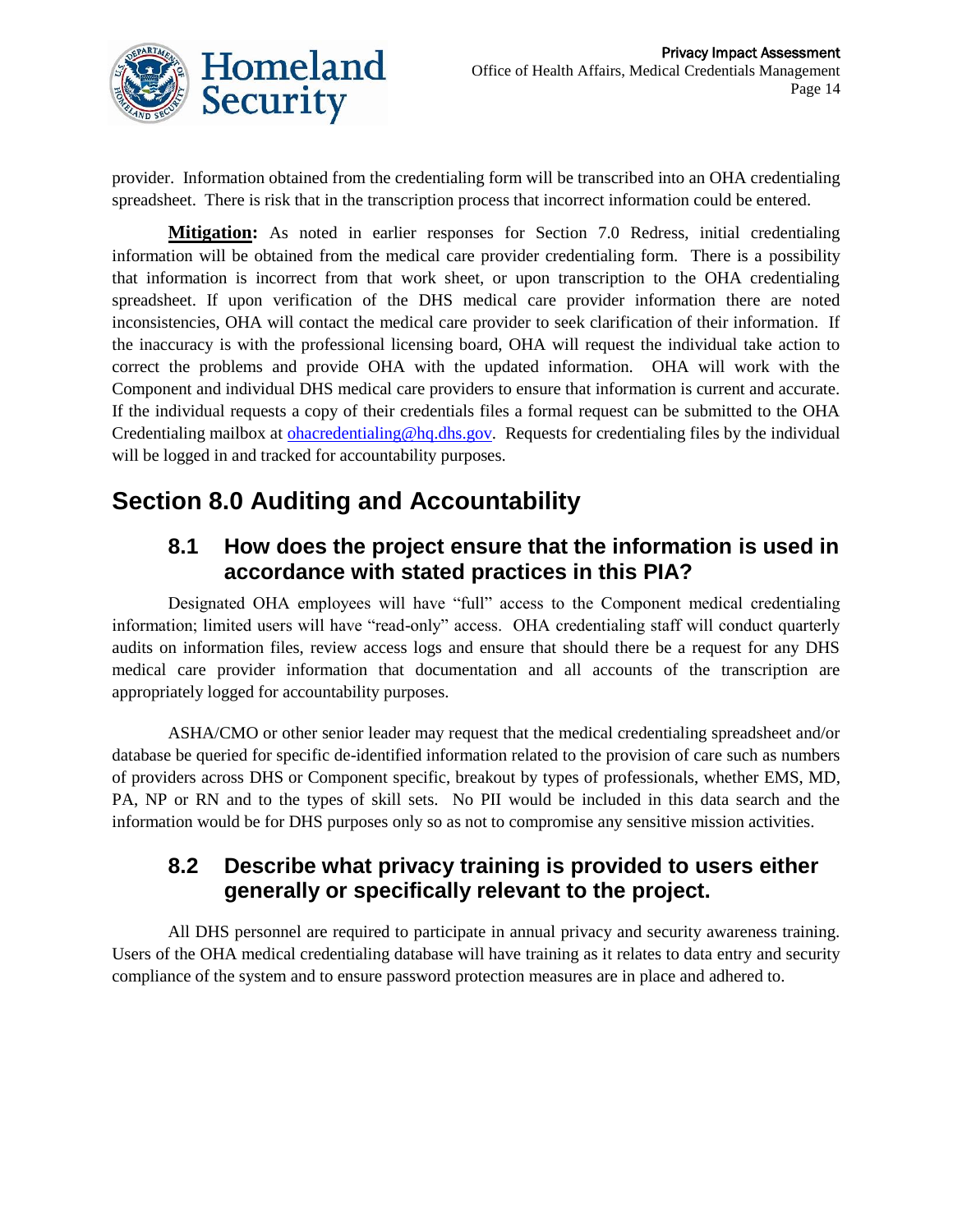provider. Information obtained from the credentialing form will be transcribed into an OHA credentialing spreadsheet. There is risk that in the transcription process that incorrect information could be entered.

**Mitigation:** As noted in earlier responses for Section 7.0 Redress, initial credentialing information will be obtained from the medical care provider credentialing form. There is a possibility that information is incorrect from that work sheet, or upon transcription to the OHA credentialing spreadsheet. If upon verification of the DHS medical care provider information there are noted inconsistencies, OHA will contact the medical care provider to seek clarification of their information. If the inaccuracy is with the professional licensing board, OHA will request the individual take action to correct the problems and provide OHA with the updated information. OHA will work with the Component and individual DHS medical care providers to ensure that information is current and accurate. If the individual requests a copy of their credentials files a formal request can be submitted to the OHA Credentialing mailbox at ohacredentialing@hq.dhs.gov. Requests for credentialing files by the individual will be logged in and tracked for accountability purposes.

# Section 8.0 Auditing and Accountability

## 8.1 How does the project ensure that the information is used in accordance with stated practices in this PIA?

Designated OHA employees will have "full" access to the Component medical credentialing information; limited users will have "read-only" access. OHA credentialing staff will conduct quarterly audits on information files, review access logs and ensure that should there be a request for any DHS medical care provider information that documentation and all accounts of the transcription are appropriately logged for accountability purposes.

ASHA/CMO or other senior leader may request that the medical credentialing spreadsheet and/or database be queried for specific de-identified information related to the provision of care such as numbers of providers across DHS or Component specific, breakout by types of professionals, whether EMS, MD, PA, NP or RN and to the types of skill sets. No PII would be included in this data search and the information would be for DHS purposes only so as not to compromise any sensitive mission activities.

## 8.2 Describe what privacy training is provided to users either generally or specifically relevant to the project.

All DHS personnel are required to participate in annual privacy and security awareness training. Users of the OHA medical credentialing database will have training as it relates to data entry and security compliance of the system and to ensure password protection measures are in place and adhered to.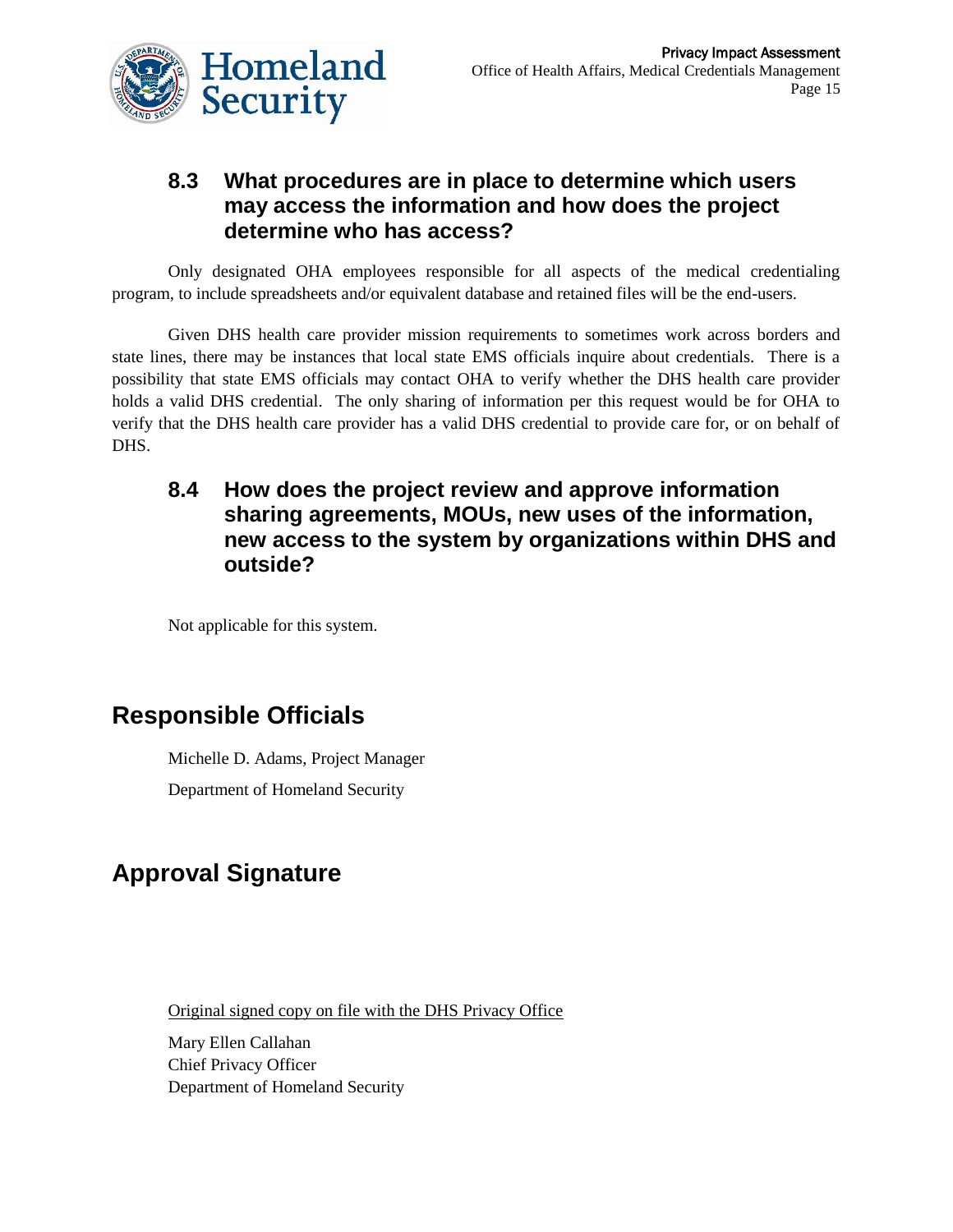### 8.3 What procedures are in place to determine which users may access the information and how does the project determine who has access?

Only designated OHA employees responsible for all aspects of the medical credentialing program, to include spreadsheets and/or equivalent database and retained files will be the end-users.

Given DHS health care provider mission requirements to sometimes work across borders and state lines, there may be instances that local state EMS officials inquire about credentials. There is a possibility that state EMS officials may contact OHA to verify whether the DHS health care provider holds a valid DHS credential. The only sharing of information per this request would be for OHA to verify that the DHS health care provider has a valid DHS credential to provide care for, or on behalf of DHS.

### 8.4 How does the project review and approve information sharing agreements, MOUs, new uses of the information, new access to the system by organizations within DHS and outside?

Not applicable for this system.

## Responsible Officials

Michelle D. Adams, Project Manager

Department of Homeland Security

## Approval Signature

Original signed copy on file with the DHS Privacy Office

Mary Ellen Callahan
Chief Privacy Officer
Department of Homeland Security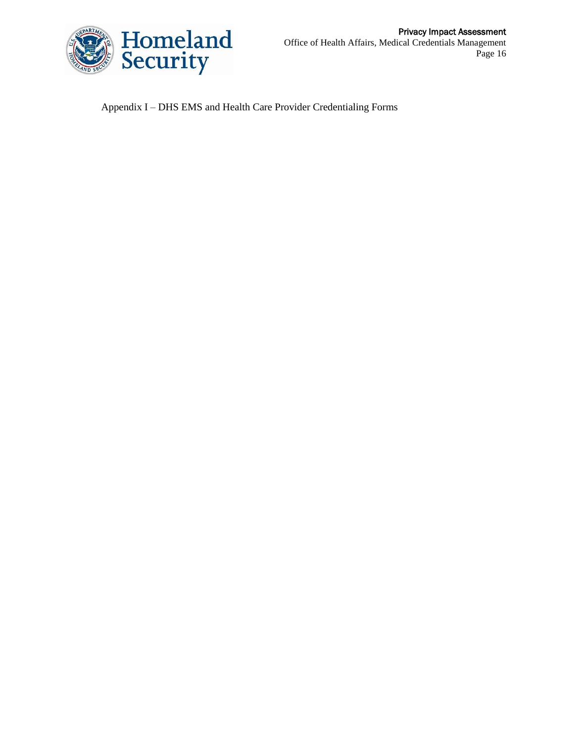Appendix I – DHS EMS and Health Care Provider Credentialing Forms